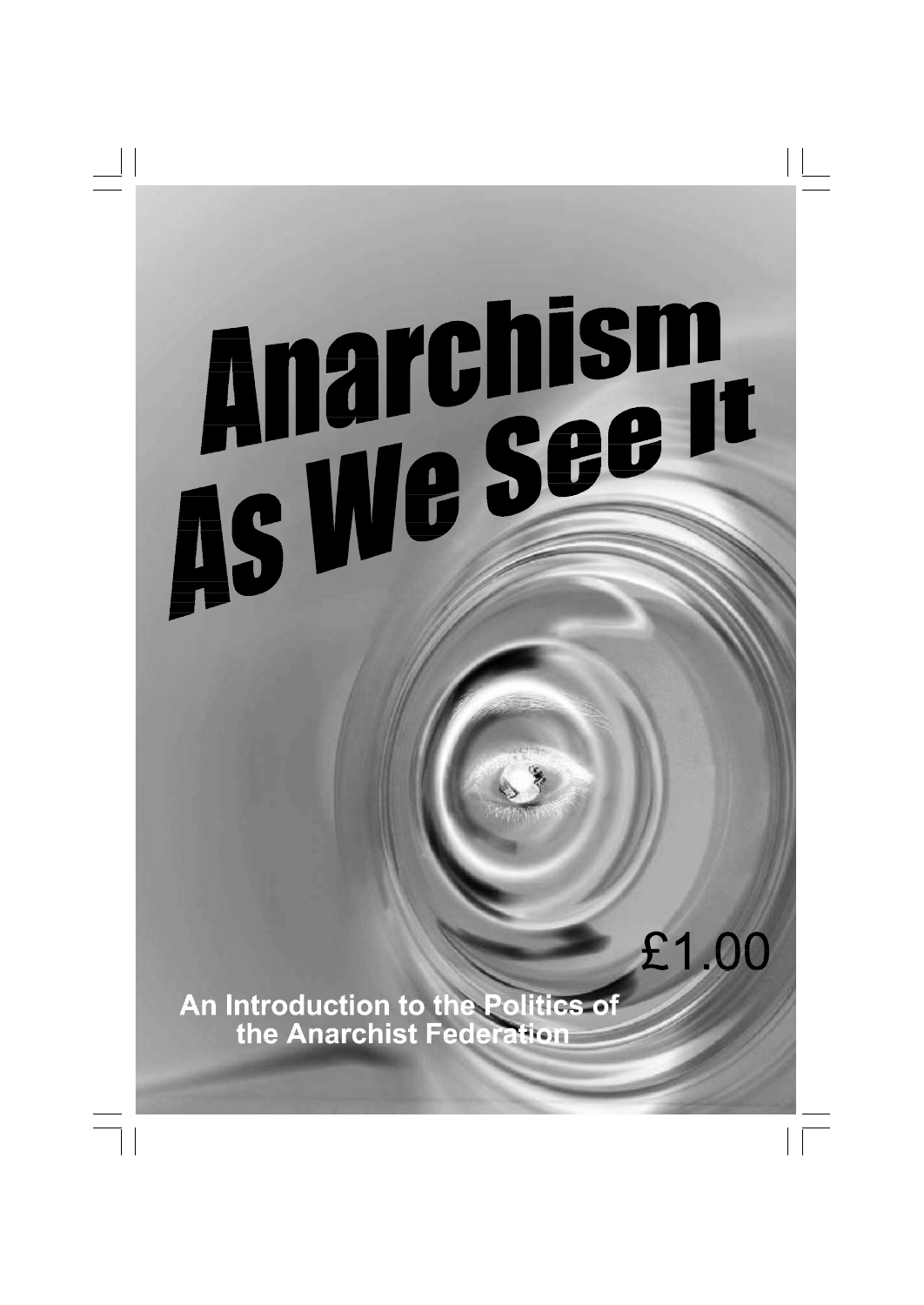# Anarchism As We See It

£1.00

**An Introduction to the Politics of the Anarchist Federation**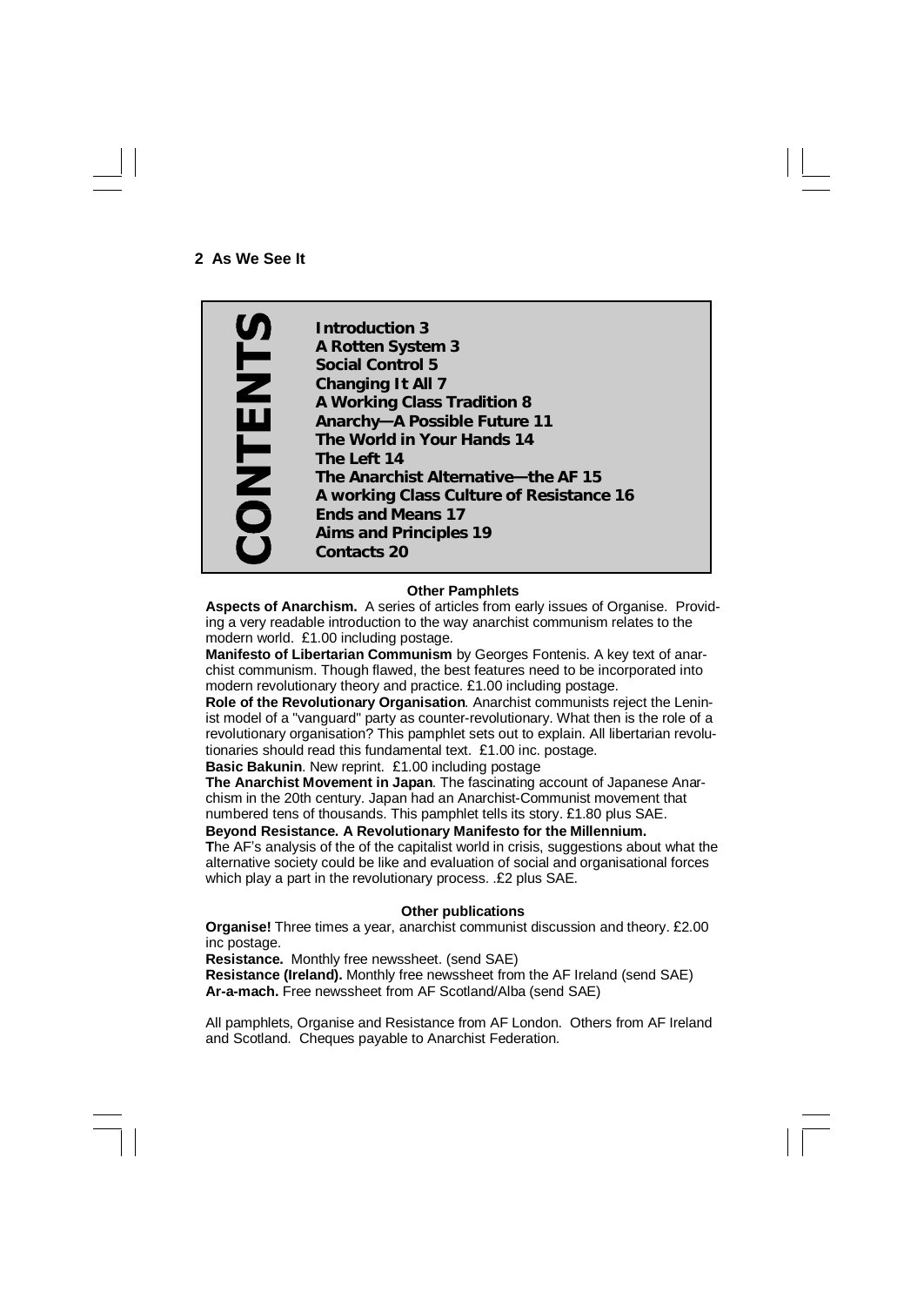## CONTENTS

**Introduction 3**
**A Rotten System 3**
**Social Control 5**
**Changing It All 7**
**A Working Class Tradition 8**
**Anarchy—A Possible Future 11**
**The World in Your Hands 14**
**The Left 14**
**The Anarchist Alternative—the AF 15**
**A working Class Culture of Resistance 16**
**Ends and Means 17**
**Aims and Principles 19**
**Contacts 20**

### Other Pamphlets

**Aspects of Anarchism.** A series of articles from early issues of Organise. Providing a very readable introduction to the way anarchist communism relates to the modern world. £1.00 including postage.

**Manifesto of Libertarian Communism** by Georges Fontenis. A key text of anarchist communism. Though flawed, the best features need to be incorporated into modern revolutionary theory and practice. £1.00 including postage.

**Role of the Revolutionary Organisation**. Anarchist communists reject the Leninist model of a "vanguard" party as counter-revolutionary. What then is the role of a revolutionary organisation? This pamphlet sets out to explain. All libertarian revolutionaries should read this fundamental text. £1.00 inc. postage.

**Basic Bakunin**. New reprint. £1.00 including postage

**The Anarchist Movement in Japan**. The fascinating account of Japanese Anarchism in the 20th century. Japan had an Anarchist-Communist movement that numbered tens of thousands. This pamphlet tells its story. £1.80 plus SAE.

**Beyond Resistance. A Revolutionary Manifesto for the Millennium.**
**T**he AF's analysis of the of the capitalist world in crisis, suggestions about what the alternative society could be like and evaluation of social and organisational forces which play a part in the revolutionary process. .£2 plus SAE.

### Other publications

**Organise!** Three times a year, anarchist communist discussion and theory. £2.00 inc postage.

**Resistance.** Monthly free newssheet. (send SAE)

**Resistance (Ireland).** Monthly free newssheet from the AF Ireland (send SAE)

**Ar-a-mach.** Free newssheet from AF Scotland/Alba (send SAE)

All pamphlets, Organise and Resistance from AF London. Others from AF Ireland and Scotland. Cheques payable to Anarchist Federation.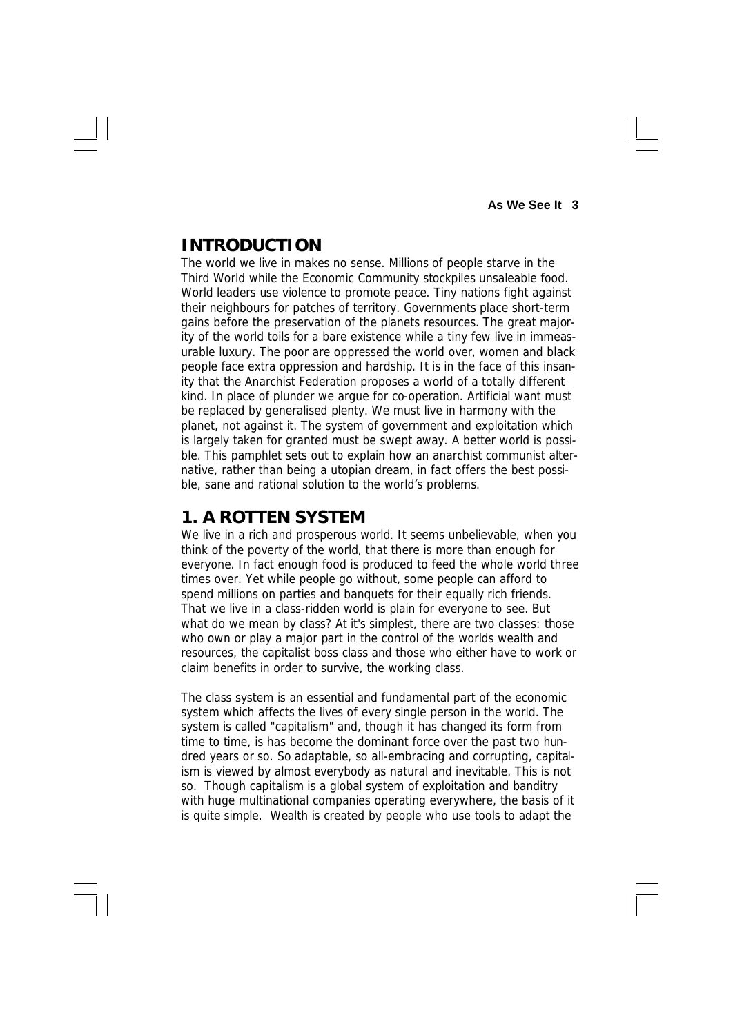## INTRODUCTION

The world we live in makes no sense. Millions of people starve in the Third World while the Economic Community stockpiles unsaleable food. World leaders use violence to promote peace. Tiny nations fight against their neighbours for patches of territory. Governments place short-term gains before the preservation of the planets resources. The great majority of the world toils for a bare existence while a tiny few live in immeasurable luxury. The poor are oppressed the world over, women and black people face extra oppression and hardship. It is in the face of this insanity that the Anarchist Federation proposes a world of a totally different kind. In place of plunder we argue for co-operation. Artificial want must be replaced by generalised plenty. We must live in harmony with the planet, not against it. The system of government and exploitation which is largely taken for granted must be swept away. A better world is possible. This pamphlet sets out to explain how an anarchist communist alternative, rather than being a utopian dream, in fact offers the best possible, sane and rational solution to the world's problems.

## 1. A ROTTEN SYSTEM

We live in a rich and prosperous world. It seems unbelievable, when you think of the poverty of the world, that there is more than enough for everyone. In fact enough food is produced to feed the whole world three times over. Yet while people go without, some people can afford to spend millions on parties and banquets for their equally rich friends. That we live in a class-ridden world is plain for everyone to see. But what do we mean by class? At it's simplest, there are two classes: those who own or play a major part in the control of the worlds wealth and resources, the capitalist boss class and those who either have to work or claim benefits in order to survive, the working class.

The class system is an essential and fundamental part of the economic system which affects the lives of every single person in the world. The system is called "capitalism" and, though it has changed its form from time to time, is has become the dominant force over the past two hundred years or so. So adaptable, so all-embracing and corrupting, capitalism is viewed by almost everybody as natural and inevitable. This is not so. Though capitalism is a global system of exploitation and banditry with huge multinational companies operating everywhere, the basis of it is quite simple. Wealth is created by people who use tools to adapt the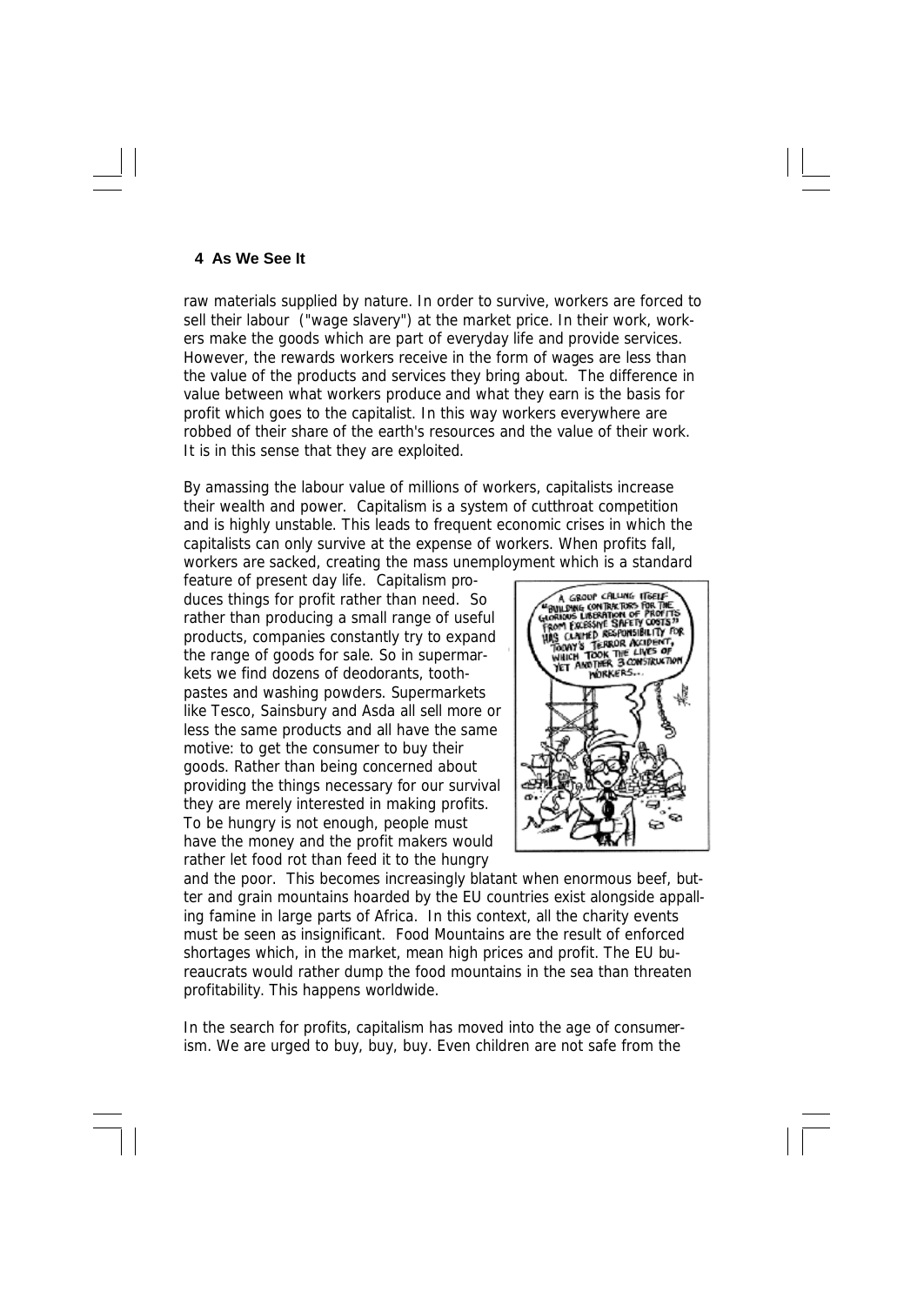raw materials supplied by nature. In order to survive, workers are forced to sell their labour ("wage slavery") at the market price. In their work, workers make the goods which are part of everyday life and provide services. However, the rewards workers receive in the form of wages are less than the value of the products and services they bring about. The difference in value between what workers produce and what they earn is the basis for profit which goes to the capitalist. In this way workers everywhere are robbed of their share of the earth's resources and the value of their work. It is in this sense that they are exploited.

By amassing the labour value of millions of workers, capitalists increase their wealth and power. Capitalism is a system of cutthroat competition and is highly unstable. This leads to frequent economic crises in which the capitalists can only survive at the expense of workers. When profits fall, workers are sacked, creating the mass unemployment which is a standard feature of present day life. Capitalism produces things for profit rather than need. So rather than producing a small range of useful products, companies constantly try to expand the range of goods for sale. So in supermarkets we find dozens of deodorants, toothpastes and washing powders. Supermarkets like Tesco, Sainsbury and Asda all sell more or less the same products and all have the same motive: to get the consumer to buy their goods. Rather than being concerned about providing the things necessary for our survival they are merely interested in making profits. To be hungry is not enough, people must have the money and the profit makers would rather let food rot than feed it to the hungry and the poor. This becomes increasingly blatant when enormous beef, butter and grain mountains hoarded by the EU countries exist alongside appalling famine in large parts of Africa. In this context, all the charity events must be seen as insignificant. Food Mountains are the result of enforced shortages which, in the market, mean high prices and profit. The EU bureaucrats would rather dump the food mountains in the sea than threaten profitability. This happens worldwide.

In the search for profits, capitalism has moved into the age of consumerism. We are urged to buy, buy, buy. Even children are not safe from the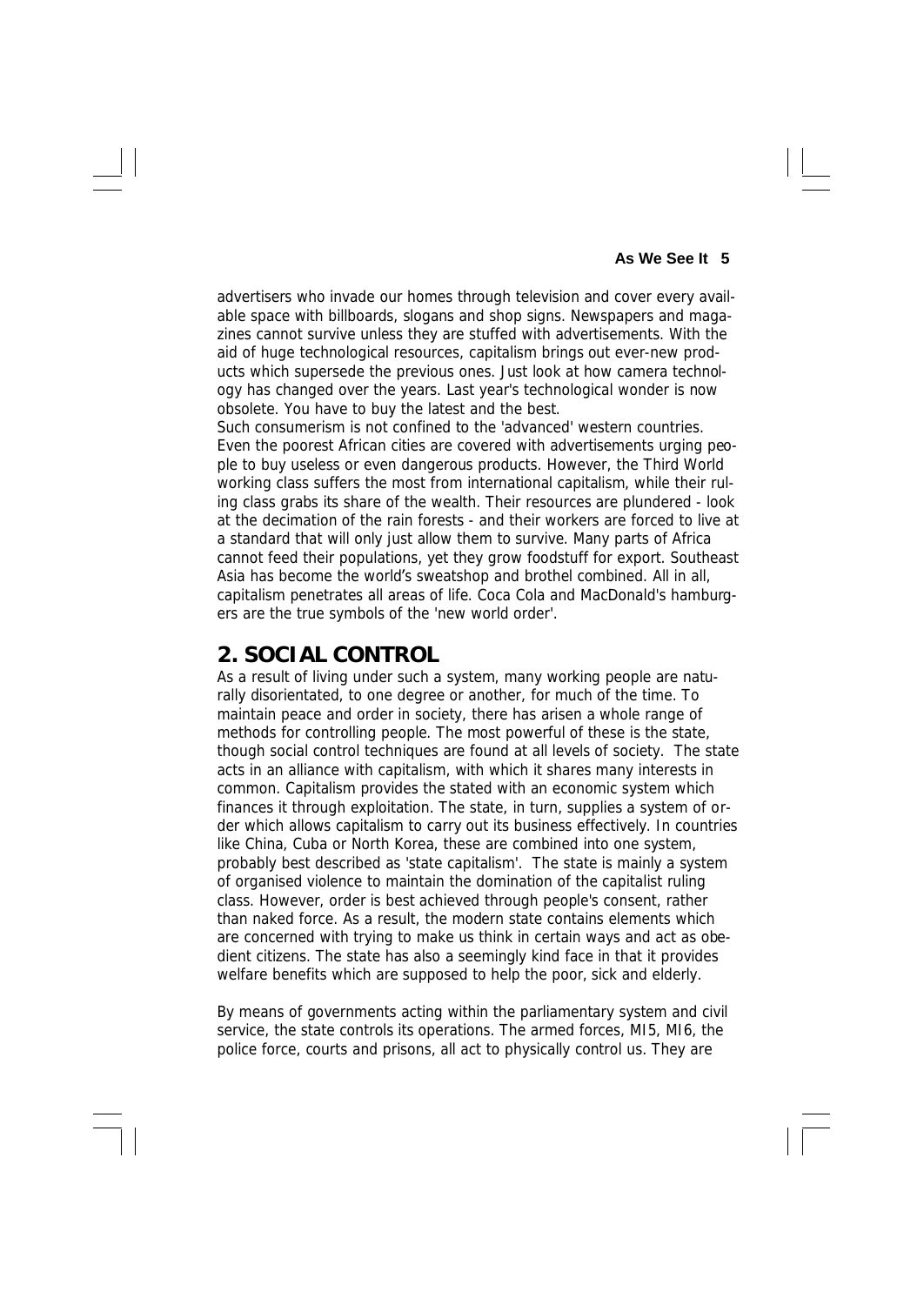advertisers who invade our homes through television and cover every available space with billboards, slogans and shop signs. Newspapers and magazines cannot survive unless they are stuffed with advertisements. With the aid of huge technological resources, capitalism brings out ever-new products which supersede the previous ones. Just look at how camera technology has changed over the years. Last year's technological wonder is now obsolete. You have to buy the latest and the best.

Such consumerism is not confined to the 'advanced' western countries. Even the poorest African cities are covered with advertisements urging people to buy useless or even dangerous products. However, the Third World working class suffers the most from international capitalism, while their ruling class grabs its share of the wealth. Their resources are plundered - look at the decimation of the rain forests - and their workers are forced to live at a standard that will only just allow them to survive. Many parts of Africa cannot feed their populations, yet they grow foodstuff for export. Southeast Asia has become the world's sweatshop and brothel combined. All in all, capitalism penetrates all areas of life. Coca Cola and MacDonald's hamburgers are the true symbols of the 'new world order'.

## 2. SOCIAL CONTROL

As a result of living under such a system, many working people are naturally disorientated, to one degree or another, for much of the time. To maintain peace and order in society, there has arisen a whole range of methods for controlling people. The most powerful of these is the state, though social control techniques are found at all levels of society. The state acts in an alliance with capitalism, with which it shares many interests in common. Capitalism provides the stated with an economic system which finances it through exploitation. The state, in turn, supplies a system of order which allows capitalism to carry out its business effectively. In countries like China, Cuba or North Korea, these are combined into one system, probably best described as 'state capitalism'. The state is mainly a system of organised violence to maintain the domination of the capitalist ruling class. However, order is best achieved through people's consent, rather than naked force. As a result, the modern state contains elements which are concerned with trying to make us think in certain ways and act as obedient citizens. The state has also a seemingly kind face in that it provides welfare benefits which are supposed to help the poor, sick and elderly.

By means of governments acting within the parliamentary system and civil service, the state controls its operations. The armed forces, MI5, MI6, the police force, courts and prisons, all act to physically control us. They are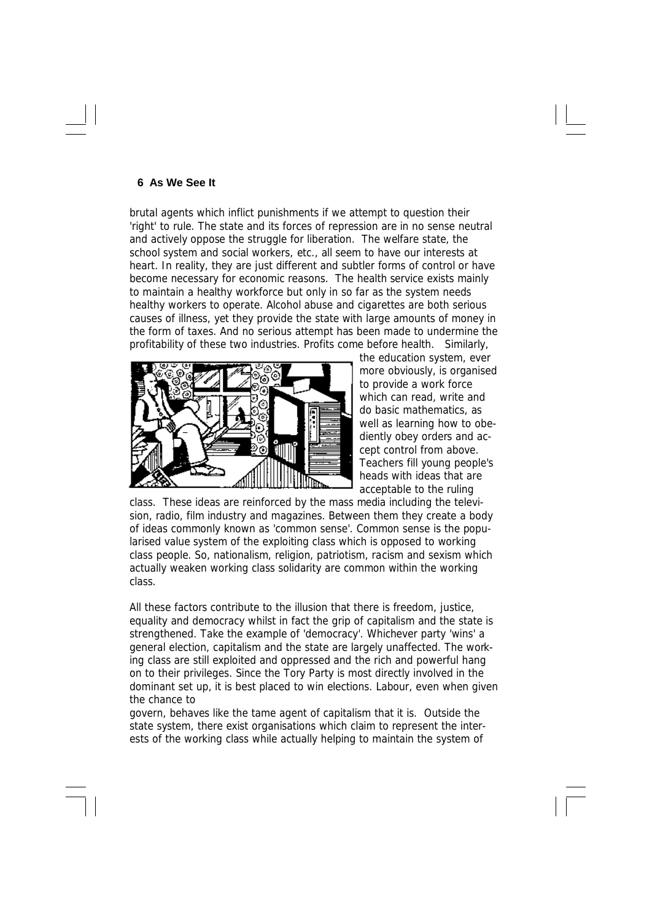brutal agents which inflict punishments if we attempt to question their 'right' to rule. The state and its forces of repression are in no sense neutral and actively oppose the struggle for liberation. The welfare state, the school system and social workers, etc., all seem to have our interests at heart. In reality, they are just different and subtler forms of control or have become necessary for economic reasons. The health service exists mainly to maintain a healthy workforce but only in so far as the system needs healthy workers to operate. Alcohol abuse and cigarettes are both serious causes of illness, yet they provide the state with large amounts of money in the form of taxes. And no serious attempt has been made to undermine the profitability of these two industries. Profits come before health. Similarly, the education system, ever more obviously, is organised to provide a work force which can read, write and do basic mathematics, as well as learning how to obediently obey orders and accept control from above. Teachers fill young people's heads with ideas that are acceptable to the ruling class. These ideas are reinforced by the mass media including the television, radio, film industry and magazines. Between them they create a body of ideas commonly known as 'common sense'. Common sense is the popularised value system of the exploiting class which is opposed to working class people. So, nationalism, religion, patriotism, racism and sexism which actually weaken working class solidarity are common within the working class.

All these factors contribute to the illusion that there is freedom, justice, equality and democracy whilst in fact the grip of capitalism and the state is strengthened. Take the example of 'democracy'. Whichever party 'wins' a general election, capitalism and the state are largely unaffected. The working class are still exploited and oppressed and the rich and powerful hang on to their privileges. Since the Tory Party is most directly involved in the dominant set up, it is best placed to win elections. Labour, even when given the chance to govern, behaves like the tame agent of capitalism that it is. Outside the state system, there exist organisations which claim to represent the interests of the working class while actually helping to maintain the system of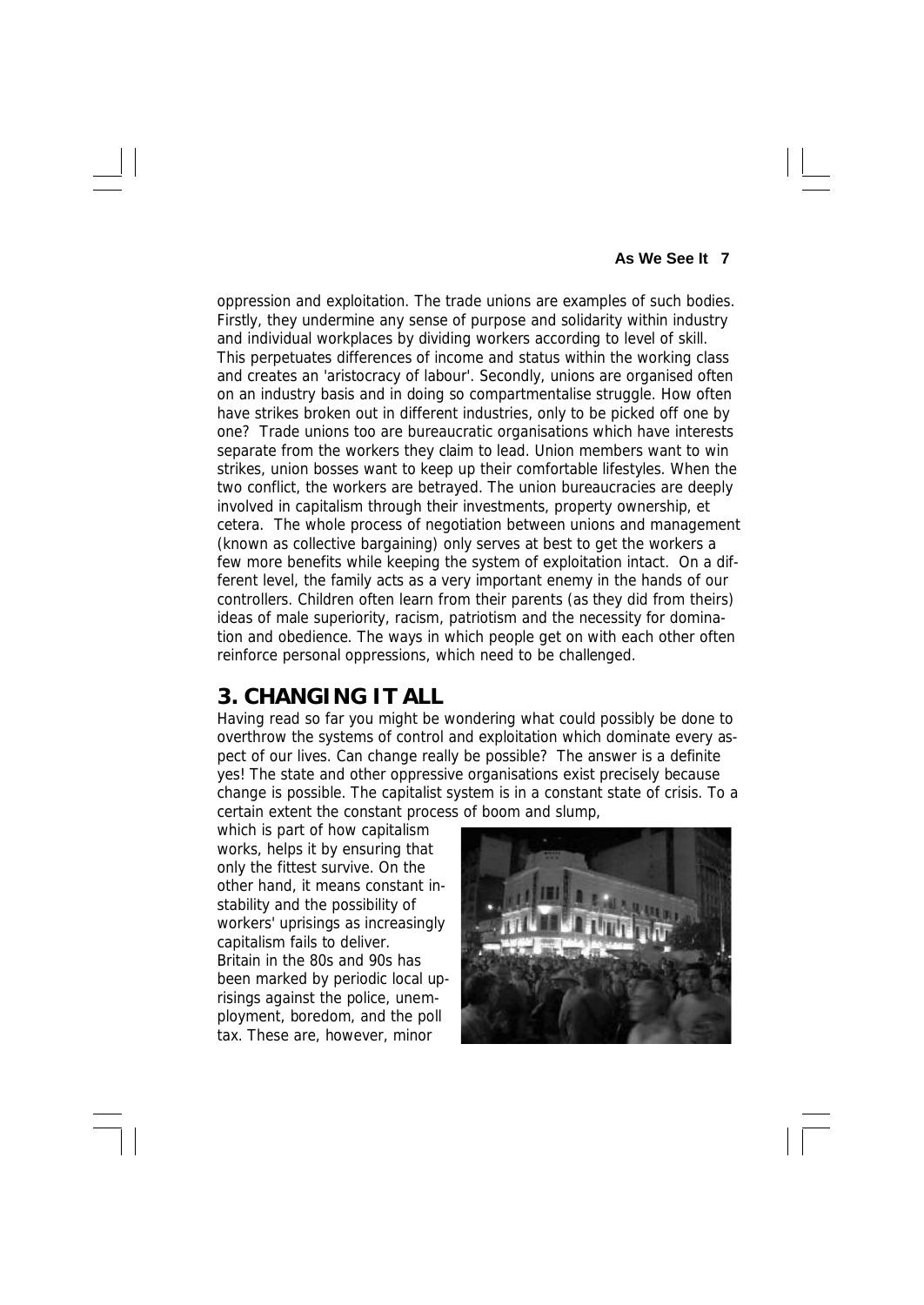oppression and exploitation. The trade unions are examples of such bodies. Firstly, they undermine any sense of purpose and solidarity within industry and individual workplaces by dividing workers according to level of skill. This perpetuates differences of income and status within the working class and creates an 'aristocracy of labour'. Secondly, unions are organised often on an industry basis and in doing so compartmentalise struggle. How often have strikes broken out in different industries, only to be picked off one by one? Trade unions too are bureaucratic organisations which have interests separate from the workers they claim to lead. Union members want to win strikes, union bosses want to keep up their comfortable lifestyles. When the two conflict, the workers are betrayed. The union bureaucracies are deeply involved in capitalism through their investments, property ownership, et cetera. The whole process of negotiation between unions and management (known as collective bargaining) only serves at best to get the workers a few more benefits while keeping the system of exploitation intact. On a different level, the family acts as a very important enemy in the hands of our controllers. Children often learn from their parents (as they did from theirs) ideas of male superiority, racism, patriotism and the necessity for domination and obedience. The ways in which people get on with each other often reinforce personal oppressions, which need to be challenged.

## 3. CHANGING IT ALL

Having read so far you might be wondering what could possibly be done to overthrow the systems of control and exploitation which dominate every aspect of our lives. Can change really be possible? The answer is a definite yes! The state and other oppressive organisations exist precisely because change is possible. The capitalist system is in a constant state of crisis. To a certain extent the constant process of boom and slump, which is part of how capitalism works, helps it by ensuring that only the fittest survive. On the other hand, it means constant instability and the possibility of workers' uprisings as increasingly capitalism fails to deliver. Britain in the 80s and 90s has been marked by periodic local uprisings against the police, unemployment, boredom, and the poll tax. These are, however, minor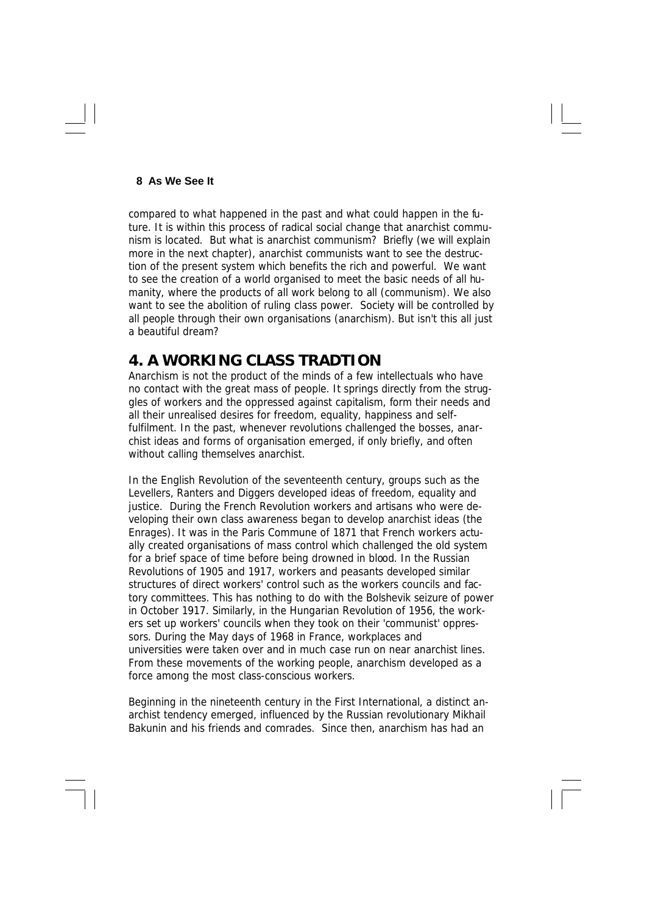compared to what happened in the past and what could happen in the future. It is within this process of radical social change that anarchist communism is located. But what is anarchist communism? Briefly (we will explain more in the next chapter), anarchist communists want to see the destruction of the present system which benefits the rich and powerful. We want to see the creation of a world organised to meet the basic needs of all humanity, where the products of all work belong to all (communism). We also want to see the abolition of ruling class power. Society will be controlled by all people through their own organisations (anarchism). But isn't this all just a beautiful dream?

## 4. A WORKING CLASS TRADTION

Anarchism is not the product of the minds of a few intellectuals who have no contact with the great mass of people. It springs directly from the struggles of workers and the oppressed against capitalism, form their needs and all their unrealised desires for freedom, equality, happiness and self-fulfilment. In the past, whenever revolutions challenged the bosses, anarchist ideas and forms of organisation emerged, if only briefly, and often without calling themselves anarchist.

In the English Revolution of the seventeenth century, groups such as the Levellers, Ranters and Diggers developed ideas of freedom, equality and justice. During the French Revolution workers and artisans who were developing their own class awareness began to develop anarchist ideas (the Enrages). It was in the Paris Commune of 1871 that French workers actually created organisations of mass control which challenged the old system for a brief space of time before being drowned in blood. In the Russian Revolutions of 1905 and 1917, workers and peasants developed similar structures of direct workers' control such as the workers councils and factory committees. This has nothing to do with the Bolshevik seizure of power in October 1917. Similarly, in the Hungarian Revolution of 1956, the workers set up workers' councils when they took on their 'communist' oppressors. During the May days of 1968 in France, workplaces and universities were taken over and in much case run on near anarchist lines. From these movements of the working people, anarchism developed as a force among the most class-conscious workers.

Beginning in the nineteenth century in the First International, a distinct anarchist tendency emerged, influenced by the Russian revolutionary Mikhail Bakunin and his friends and comrades. Since then, anarchism has had an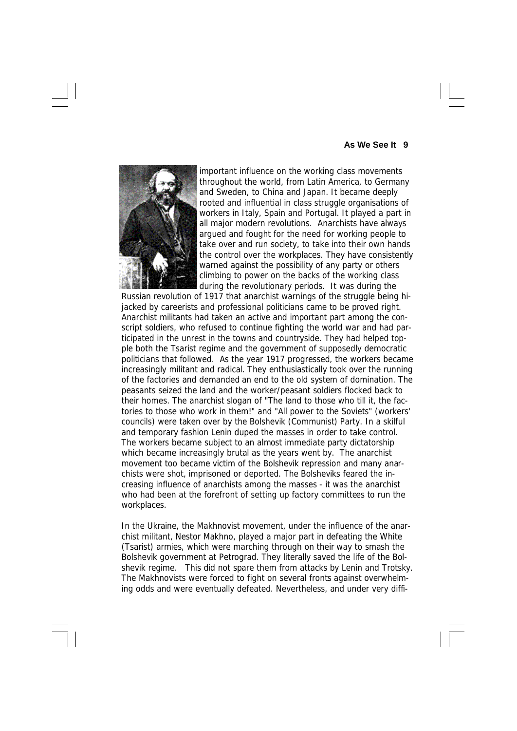important influence on the working class movements throughout the world, from Latin America, to Germany and Sweden, to China and Japan. It became deeply rooted and influential in class struggle organisations of workers in Italy, Spain and Portugal. It played a part in all major modern revolutions. Anarchists have always argued and fought for the need for working people to take over and run society, to take into their own hands the control over the workplaces. They have consistently warned against the possibility of any party or others climbing to power on the backs of the working class during the revolutionary periods. It was during the Russian revolution of 1917 that anarchist warnings of the struggle being hijacked by careerists and professional politicians came to be proved right. Anarchist militants had taken an active and important part among the conscript soldiers, who refused to continue fighting the world war and had participated in the unrest in the towns and countryside. They had helped topple both the Tsarist regime and the government of supposedly democratic politicians that followed. As the year 1917 progressed, the workers became increasingly militant and radical. They enthusiastically took over the running of the factories and demanded an end to the old system of domination. The peasants seized the land and the worker/peasant soldiers flocked back to their homes. The anarchist slogan of "The land to those who till it, the factories to those who work in them!" and "All power to the Soviets" (workers' councils) were taken over by the Bolshevik (Communist) Party. In a skilful and temporary fashion Lenin duped the masses in order to take control. The workers became subject to an almost immediate party dictatorship which became increasingly brutal as the years went by. The anarchist movement too became victim of the Bolshevik repression and many anarchists were shot, imprisoned or deported. The Bolsheviks feared the increasing influence of anarchists among the masses - it was the anarchist who had been at the forefront of setting up factory committees to run the workplaces.

In the Ukraine, the Makhnovist movement, under the influence of the anarchist militant, Nestor Makhno, played a major part in defeating the White (Tsarist) armies, which were marching through on their way to smash the Bolshevik government at Petrograd. They literally saved the life of the Bolshevik regime. This did not spare them from attacks by Lenin and Trotsky. The Makhnovists were forced to fight on several fronts against overwhelming odds and were eventually defeated. Nevertheless, and under very diffi-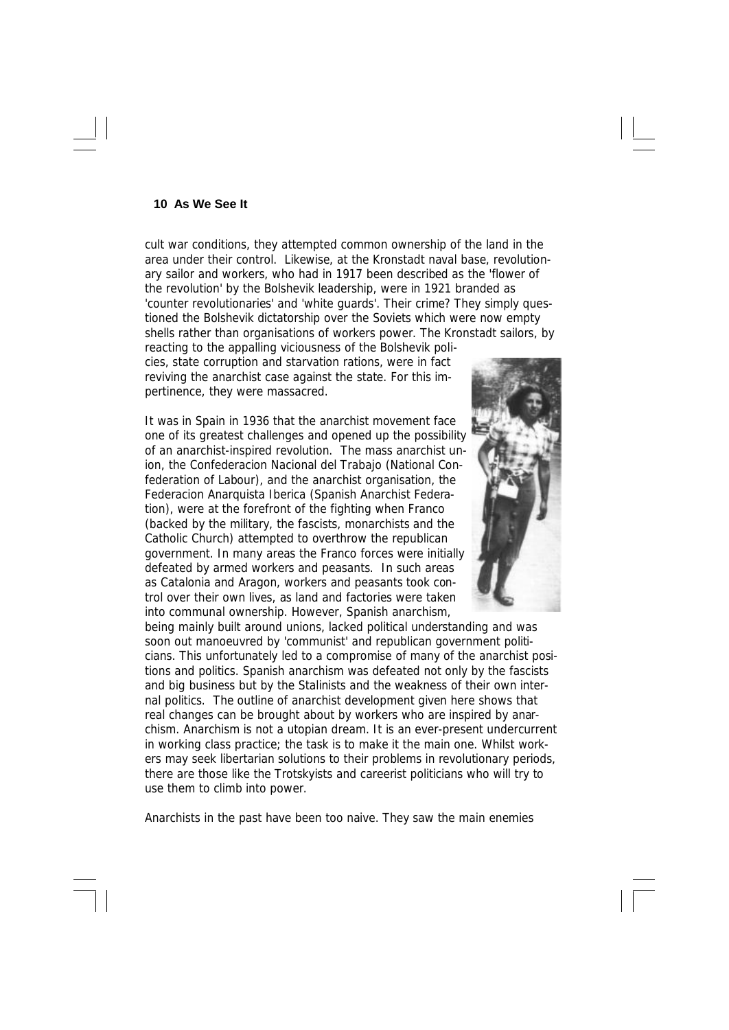cult war conditions, they attempted common ownership of the land in the area under their control. Likewise, at the Kronstadt naval base, revolutionary sailor and workers, who had in 1917 been described as the 'flower of the revolution' by the Bolshevik leadership, were in 1921 branded as 'counter revolutionaries' and 'white guards'. Their crime? They simply questioned the Bolshevik dictatorship over the Soviets which were now empty shells rather than organisations of workers power. The Kronstadt sailors, by reacting to the appalling viciousness of the Bolshevik policies, state corruption and starvation rations, were in fact reviving the anarchist case against the state. For this impertinence, they were massacred.

It was in Spain in 1936 that the anarchist movement face one of its greatest challenges and opened up the possibility of an anarchist-inspired revolution. The mass anarchist union, the Confederacion Nacional del Trabajo (National Confederation of Labour), and the anarchist organisation, the Federacion Anarquista Iberica (Spanish Anarchist Federation), were at the forefront of the fighting when Franco (backed by the military, the fascists, monarchists and the Catholic Church) attempted to overthrow the republican government. In many areas the Franco forces were initially defeated by armed workers and peasants. In such areas as Catalonia and Aragon, workers and peasants took control over their own lives, as land and factories were taken into communal ownership. However, Spanish anarchism, being mainly built around unions, lacked political understanding and was soon out manoeuvred by 'communist' and republican government politicians. This unfortunately led to a compromise of many of the anarchist positions and politics. Spanish anarchism was defeated not only by the fascists and big business but by the Stalinists and the weakness of their own internal politics. The outline of anarchist development given here shows that real changes can be brought about by workers who are inspired by anarchism. Anarchism is not a utopian dream. It is an ever-present undercurrent in working class practice; the task is to make it the main one. Whilst workers may seek libertarian solutions to their problems in revolutionary periods, there are those like the Trotskyists and careerist politicians who will try to use them to climb into power.

Anarchists in the past have been too naive. They saw the main enemies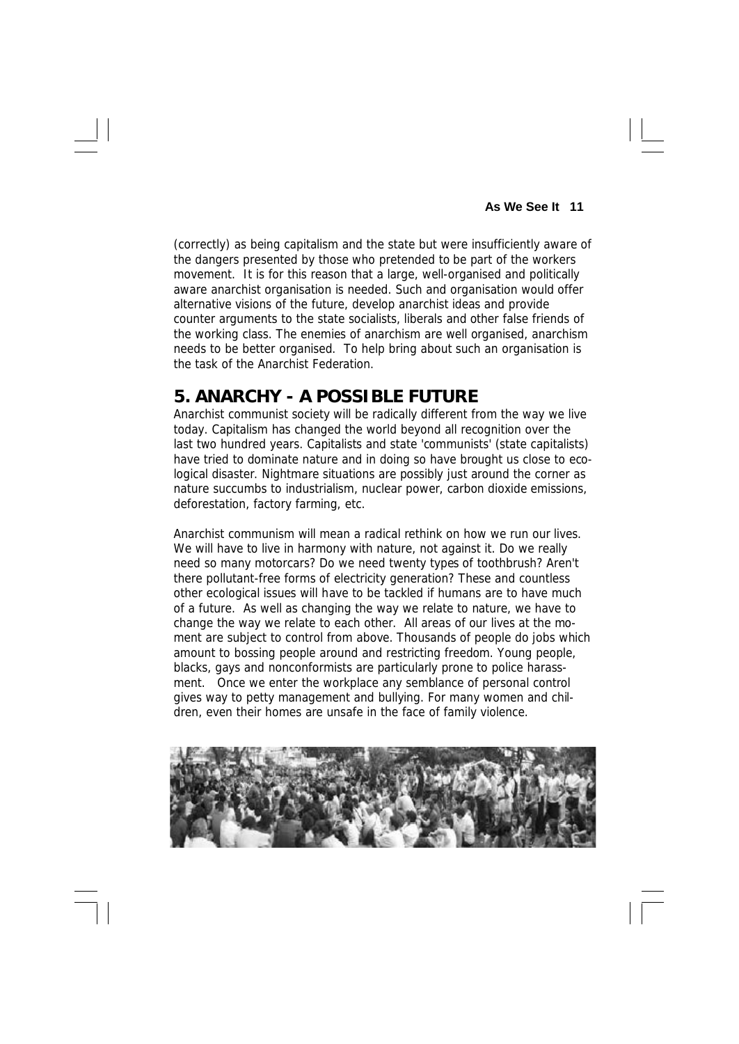(correctly) as being capitalism and the state but were insufficiently aware of the dangers presented by those who pretended to be part of the workers movement. It is for this reason that a large, well-organised and politically aware anarchist organisation is needed. Such and organisation would offer alternative visions of the future, develop anarchist ideas and provide counter arguments to the state socialists, liberals and other false friends of the working class. The enemies of anarchism are well organised, anarchism needs to be better organised. To help bring about such an organisation is the task of the Anarchist Federation.

## 5. ANARCHY - A POSSIBLE FUTURE

Anarchist communist society will be radically different from the way we live today. Capitalism has changed the world beyond all recognition over the last two hundred years. Capitalists and state 'communists' (state capitalists) have tried to dominate nature and in doing so have brought us close to ecological disaster. Nightmare situations are possibly just around the corner as nature succumbs to industrialism, nuclear power, carbon dioxide emissions, deforestation, factory farming, etc.

Anarchist communism will mean a radical rethink on how we run our lives. We will have to live in harmony with nature, not against it. Do we really need so many motorcars? Do we need twenty types of toothbrush? Aren't there pollutant-free forms of electricity generation? These and countless other ecological issues will have to be tackled if humans are to have much of a future. As well as changing the way we relate to nature, we have to change the way we relate to each other. All areas of our lives at the moment are subject to control from above. Thousands of people do jobs which amount to bossing people around and restricting freedom. Young people, blacks, gays and nonconformists are particularly prone to police harassment. Once we enter the workplace any semblance of personal control gives way to petty management and bullying. For many women and children, even their homes are unsafe in the face of family violence.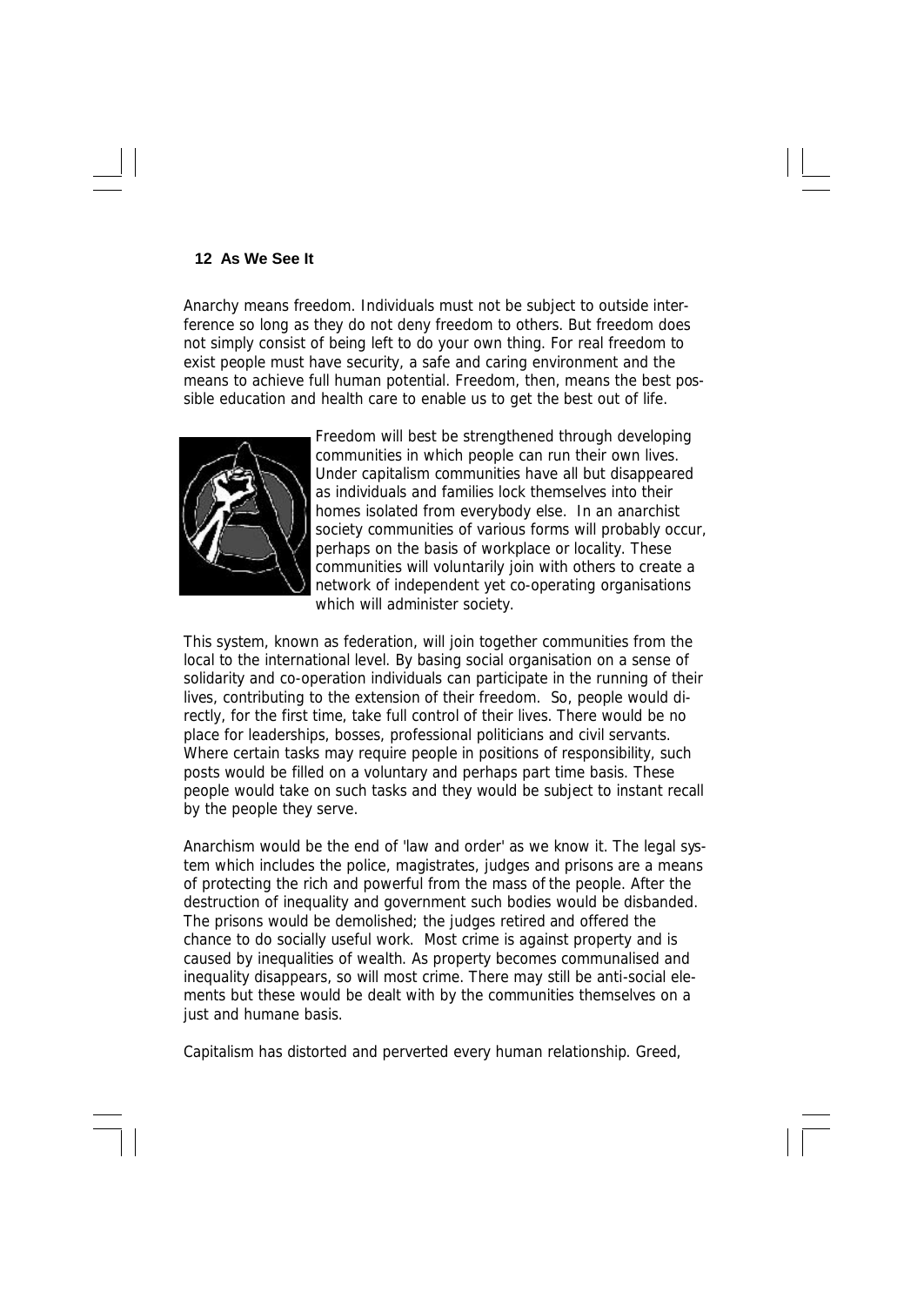Anarchy means freedom. Individuals must not be subject to outside interference so long as they do not deny freedom to others. But freedom does not simply consist of being left to do your own thing. For real freedom to exist people must have security, a safe and caring environment and the means to achieve full human potential. Freedom, then, means the best possible education and health care to enable us to get the best out of life.

Freedom will best be strengthened through developing communities in which people can run their own lives. Under capitalism communities have all but disappeared as individuals and families lock themselves into their homes isolated from everybody else. In an anarchist society communities of various forms will probably occur, perhaps on the basis of workplace or locality. These communities will voluntarily join with others to create a network of independent yet co-operating organisations which will administer society.

This system, known as federation, will join together communities from the local to the international level. By basing social organisation on a sense of solidarity and co-operation individuals can participate in the running of their lives, contributing to the extension of their freedom. So, people would directly, for the first time, take full control of their lives. There would be no place for leaderships, bosses, professional politicians and civil servants. Where certain tasks may require people in positions of responsibility, such posts would be filled on a voluntary and perhaps part time basis. These people would take on such tasks and they would be subject to instant recall by the people they serve.

Anarchism would be the end of 'law and order' as we know it. The legal system which includes the police, magistrates, judges and prisons are a means of protecting the rich and powerful from the mass of the people. After the destruction of inequality and government such bodies would be disbanded. The prisons would be demolished; the judges retired and offered the chance to do socially useful work. Most crime is against property and is caused by inequalities of wealth. As property becomes communalised and inequality disappears, so will most crime. There may still be anti-social elements but these would be dealt with by the communities themselves on a just and humane basis.

Capitalism has distorted and perverted every human relationship. Greed,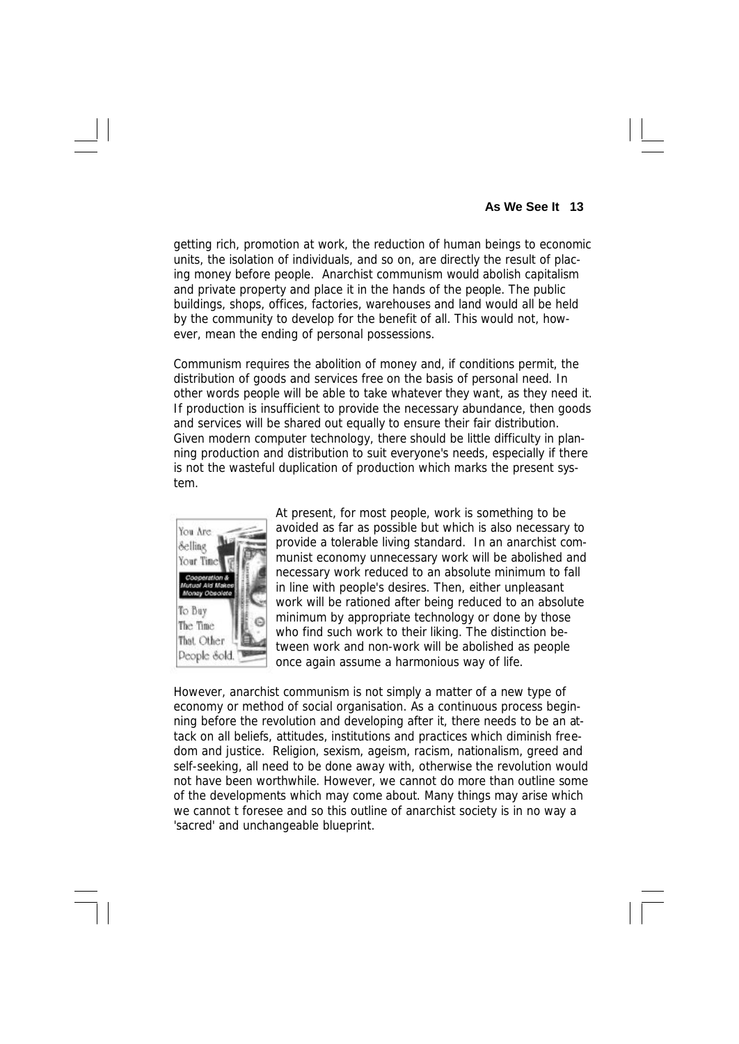getting rich, promotion at work, the reduction of human beings to economic units, the isolation of individuals, and so on, are directly the result of placing money before people. Anarchist communism would abolish capitalism and private property and place it in the hands of the people. The public buildings, shops, offices, factories, warehouses and land would all be held by the community to develop for the benefit of all. This would not, however, mean the ending of personal possessions.

Communism requires the abolition of money and, if conditions permit, the distribution of goods and services free on the basis of personal need. In other words people will be able to take whatever they want, as they need it. If production is insufficient to provide the necessary abundance, then goods and services will be shared out equally to ensure their fair distribution. Given modern computer technology, there should be little difficulty in planning production and distribution to suit everyone's needs, especially if there is not the wasteful duplication of production which marks the present system.

At present, for most people, work is something to be avoided as far as possible but which is also necessary to provide a tolerable living standard. In an anarchist communist economy unnecessary work will be abolished and necessary work reduced to an absolute minimum to fall in line with people's desires. Then, either unpleasant work will be rationed after being reduced to an absolute minimum by appropriate technology or done by those who find such work to their liking. The distinction between work and non-work will be abolished as people once again assume a harmonious way of life.

However, anarchist communism is not simply a matter of a new type of economy or method of social organisation. As a continuous process beginning before the revolution and developing after it, there needs to be an attack on all beliefs, attitudes, institutions and practices which diminish freedom and justice. Religion, sexism, ageism, racism, nationalism, greed and self-seeking, all need to be done away with, otherwise the revolution would not have been worthwhile. However, we cannot do more than outline some of the developments which may come about. Many things may arise which we cannot t foresee and so this outline of anarchist society is in no way a 'sacred' and unchangeable blueprint.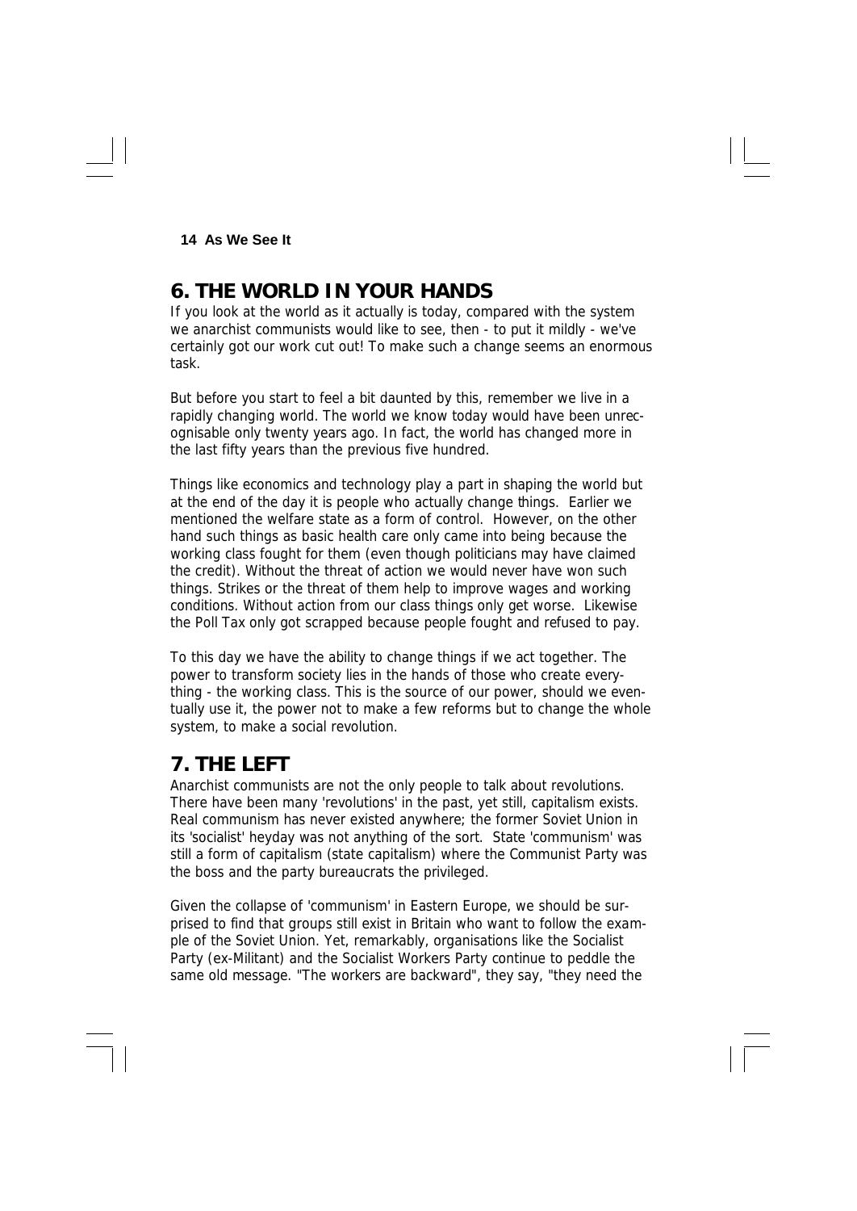## 6. THE WORLD IN YOUR HANDS

If you look at the world as it actually is today, compared with the system we anarchist communists would like to see, then - to put it mildly - we've certainly got our work cut out! To make such a change seems an enormous task.

But before you start to feel a bit daunted by this, remember we live in a rapidly changing world. The world we know today would have been unrecognisable only twenty years ago. In fact, the world has changed more in the last fifty years than the previous five hundred.

Things like economics and technology play a part in shaping the world but at the end of the day it is people who actually change things. Earlier we mentioned the welfare state as a form of control. However, on the other hand such things as basic health care only came into being because the working class fought for them (even though politicians may have claimed the credit). Without the threat of action we would never have won such things. Strikes or the threat of them help to improve wages and working conditions. Without action from our class things only get worse. Likewise the Poll Tax only got scrapped because people fought and refused to pay.

To this day we have the ability to change things if we act together. The power to transform society lies in the hands of those who create everything - the working class. This is the source of our power, should we eventually use it, the power not to make a few reforms but to change the whole system, to make a social revolution.

## 7. THE LEFT

Anarchist communists are not the only people to talk about revolutions. There have been many 'revolutions' in the past, yet still, capitalism exists. Real communism has never existed anywhere; the former Soviet Union in its 'socialist' heyday was not anything of the sort. State 'communism' was still a form of capitalism (state capitalism) where the Communist Party was the boss and the party bureaucrats the privileged.

Given the collapse of 'communism' in Eastern Europe, we should be surprised to find that groups still exist in Britain who want to follow the example of the Soviet Union. Yet, remarkably, organisations like the Socialist Party (ex-Militant) and the Socialist Workers Party continue to peddle the same old message. "The workers are backward", they say, "they need the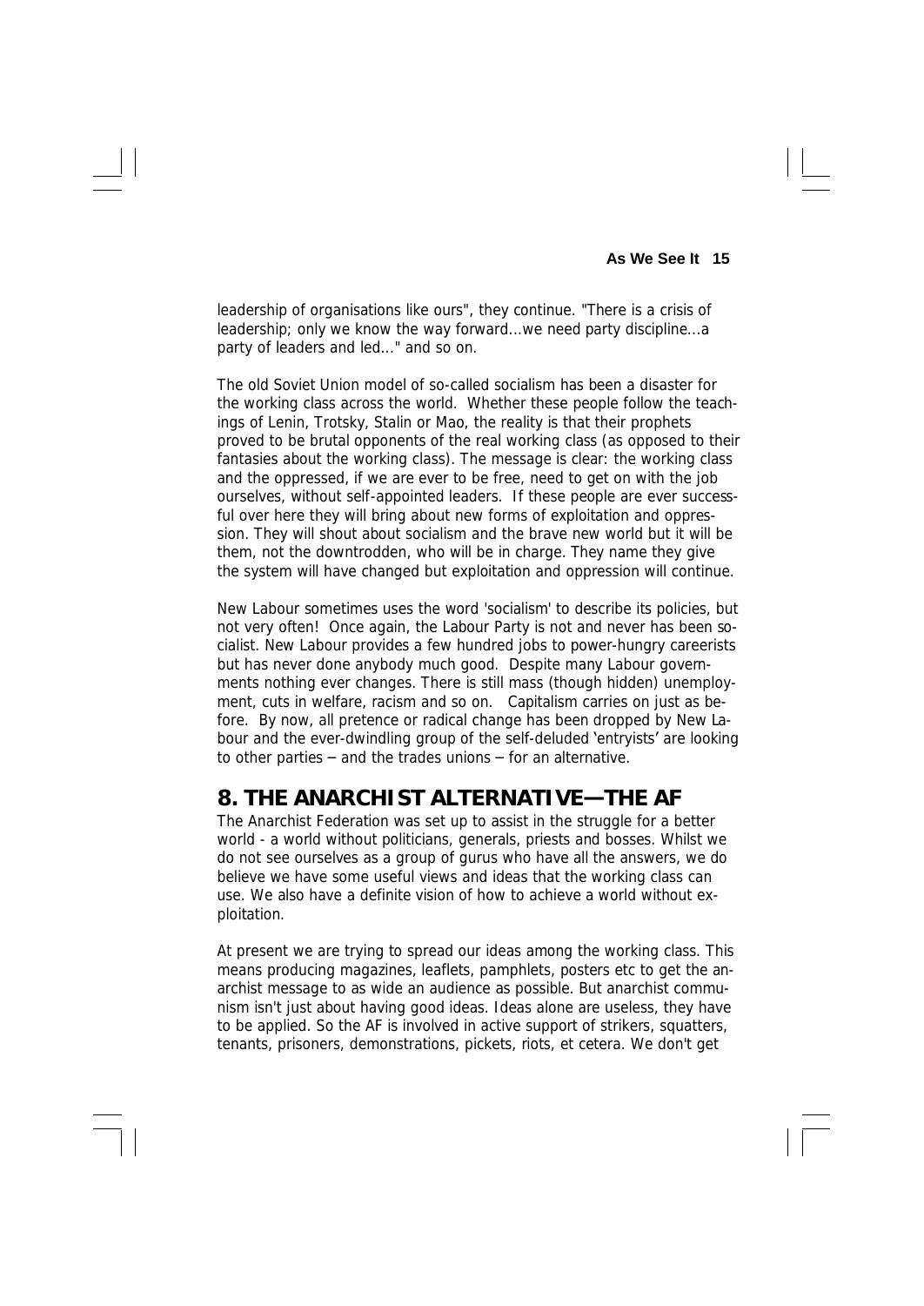leadership of organisations like ours", they continue. "There is a crisis of leadership; only we know the way forward...we need party discipline...a party of leaders and led..." and so on.

The old Soviet Union model of so-called socialism has been a disaster for the working class across the world. Whether these people follow the teachings of Lenin, Trotsky, Stalin or Mao, the reality is that their prophets proved to be brutal opponents of the real working class (as opposed to their fantasies about the working class). The message is clear: the working class and the oppressed, if we are ever to be free, need to get on with the job ourselves, without self-appointed leaders. If these people are ever successful over here they will bring about new forms of exploitation and oppression. They will shout about socialism and the brave new world but it will be them, not the downtrodden, who will be in charge. They name they give the system will have changed but exploitation and oppression will continue.

New Labour sometimes uses the word 'socialism' to describe its policies, but not very often! Once again, the Labour Party is not and never has been socialist. New Labour provides a few hundred jobs to power-hungry careerists but has never done anybody much good. Despite many Labour governments nothing ever changes. There is still mass (though hidden) unemployment, cuts in welfare, racism and so on. Capitalism carries on just as before. By now, all pretence or radical change has been dropped by New Labour and the ever-dwindling group of the self-deluded 'entryists' are looking to other parties – and the trades unions – for an alternative.

## 8. THE ANARCHIST ALTERNATIVE—THE AF

The Anarchist Federation was set up to assist in the struggle for a better world - a world without politicians, generals, priests and bosses. Whilst we do not see ourselves as a group of gurus who have all the answers, we do believe we have some useful views and ideas that the working class can use. We also have a definite vision of how to achieve a world without exploitation.

At present we are trying to spread our ideas among the working class. This means producing magazines, leaflets, pamphlets, posters etc to get the anarchist message to as wide an audience as possible. But anarchist communism isn't just about having good ideas. Ideas alone are useless, they have to be applied. So the AF is involved in active support of strikers, squatters, tenants, prisoners, demonstrations, pickets, riots, et cetera. We don't get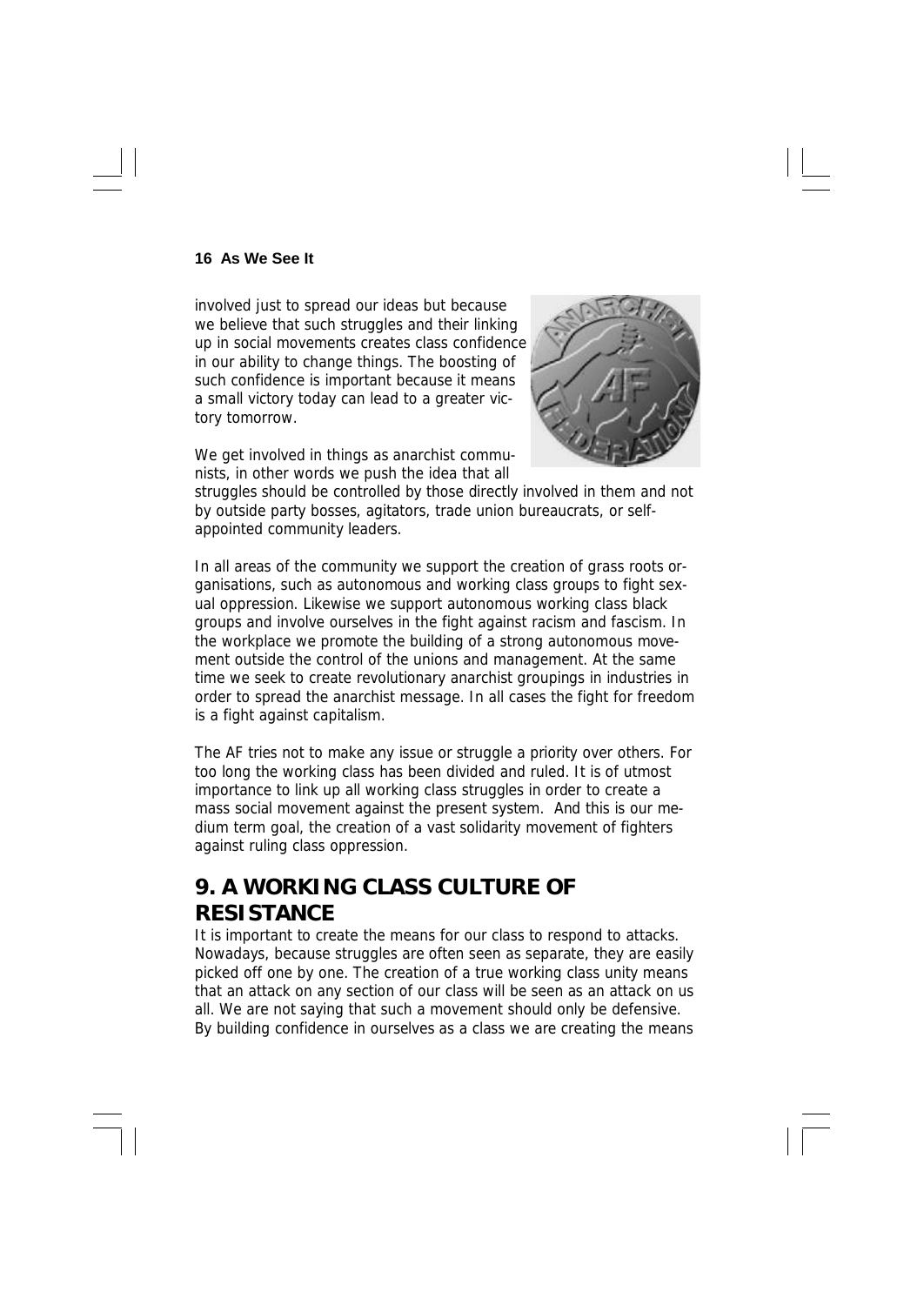involved just to spread our ideas but because we believe that such struggles and their linking up in social movements creates class confidence in our ability to change things. The boosting of such confidence is important because it means a small victory today can lead to a greater victory tomorrow.

We get involved in things as anarchist communists, in other words we push the idea that all struggles should be controlled by those directly involved in them and not by outside party bosses, agitators, trade union bureaucrats, or self-appointed community leaders.

In all areas of the community we support the creation of grass roots organisations, such as autonomous and working class groups to fight sexual oppression. Likewise we support autonomous working class black groups and involve ourselves in the fight against racism and fascism. In the workplace we promote the building of a strong autonomous movement outside the control of the unions and management. At the same time we seek to create revolutionary anarchist groupings in industries in order to spread the anarchist message. In all cases the fight for freedom is a fight against capitalism.

The AF tries not to make any issue or struggle a priority over others. For too long the working class has been divided and ruled. It is of utmost importance to link up all working class struggles in order to create a mass social movement against the present system. And this is our medium term goal, the creation of a vast solidarity movement of fighters against ruling class oppression.

## 9. A WORKING CLASS CULTURE OF RESISTANCE

It is important to create the means for our class to respond to attacks. Nowadays, because struggles are often seen as separate, they are easily picked off one by one. The creation of a true working class unity means that an attack on any section of our class will be seen as an attack on us all. We are not saying that such a movement should only be defensive. By building confidence in ourselves as a class we are creating the means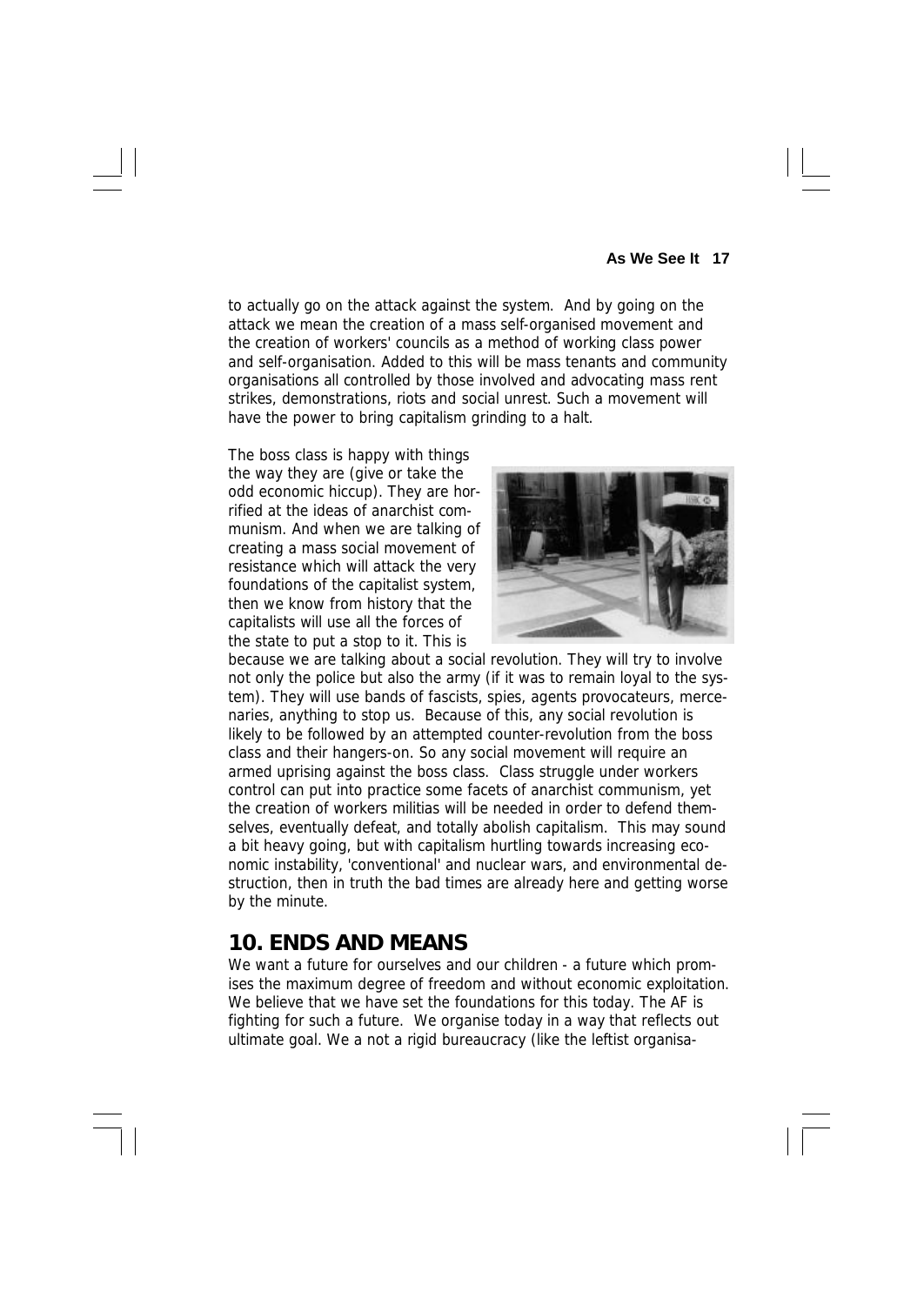to actually go on the attack against the system. And by going on the attack we mean the creation of a mass self-organised movement and the creation of workers' councils as a method of working class power and self-organisation. Added to this will be mass tenants and community organisations all controlled by those involved and advocating mass rent strikes, demonstrations, riots and social unrest. Such a movement will have the power to bring capitalism grinding to a halt.

The boss class is happy with things the way they are (give or take the odd economic hiccup). They are horrified at the ideas of anarchist communism. And when we are talking of creating a mass social movement of resistance which will attack the very foundations of the capitalist system, then we know from history that the capitalists will use all the forces of the state to put a stop to it. This is because we are talking about a social revolution. They will try to involve not only the police but also the army (if it was to remain loyal to the system). They will use bands of fascists, spies, agents provocateurs, mercenaries, anything to stop us. Because of this, any social revolution is likely to be followed by an attempted counter-revolution from the boss class and their hangers-on. So any social movement will require an armed uprising against the boss class. Class struggle under workers control can put into practice some facets of anarchist communism, yet the creation of workers militias will be needed in order to defend themselves, eventually defeat, and totally abolish capitalism. This may sound a bit heavy going, but with capitalism hurtling towards increasing economic instability, 'conventional' and nuclear wars, and environmental destruction, then in truth the bad times are already here and getting worse by the minute.

## 10. ENDS AND MEANS

We want a future for ourselves and our children - a future which promises the maximum degree of freedom and without economic exploitation. We believe that we have set the foundations for this today. The AF is fighting for such a future. We organise today in a way that reflects out ultimate goal. We a not a rigid bureaucracy (like the leftist organisa-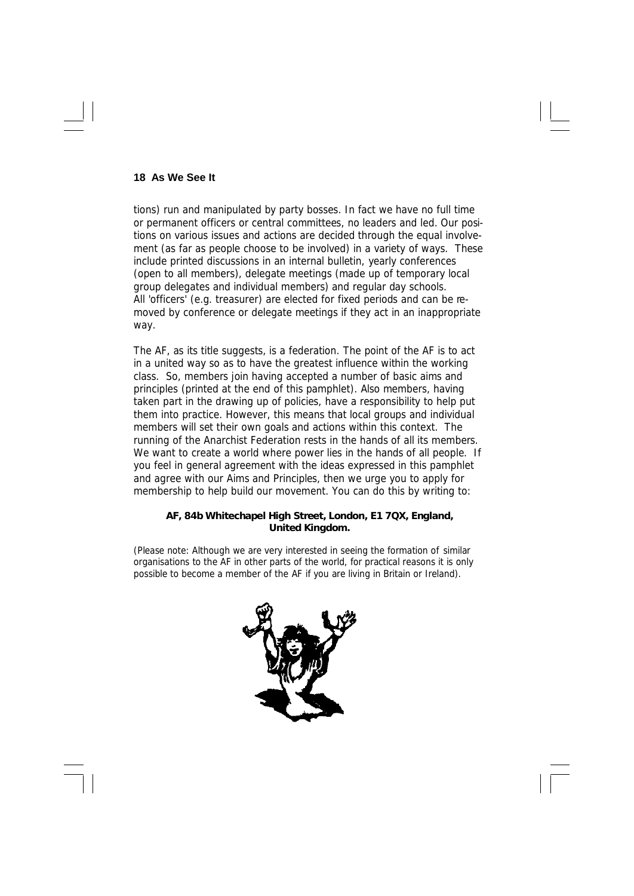tions) run and manipulated by party bosses. In fact we have no full time or permanent officers or central committees, no leaders and led. Our positions on various issues and actions are decided through the equal involvement (as far as people choose to be involved) in a variety of ways. These include printed discussions in an internal bulletin, yearly conferences (open to all members), delegate meetings (made up of temporary local group delegates and individual members) and regular day schools. All 'officers' (e.g. treasurer) are elected for fixed periods and can be removed by conference or delegate meetings if they act in an inappropriate way.

The AF, as its title suggests, is a federation. The point of the AF is to act in a united way so as to have the greatest influence within the working class. So, members join having accepted a number of basic aims and principles (printed at the end of this pamphlet). Also members, having taken part in the drawing up of policies, have a responsibility to help put them into practice. However, this means that local groups and individual members will set their own goals and actions within this context. The running of the Anarchist Federation rests in the hands of all its members. We want to create a world where power lies in the hands of all people. If you feel in general agreement with the ideas expressed in this pamphlet and agree with our Aims and Principles, then we urge you to apply for membership to help build our movement. You can do this by writing to:

**AF, 84b Whitechapel High Street, London, E1 7QX, England, United Kingdom.**

(Please note: Although we are very interested in seeing the formation of similar organisations to the AF in other parts of the world, for practical reasons it is only possible to become a member of the AF if you are living in Britain or Ireland).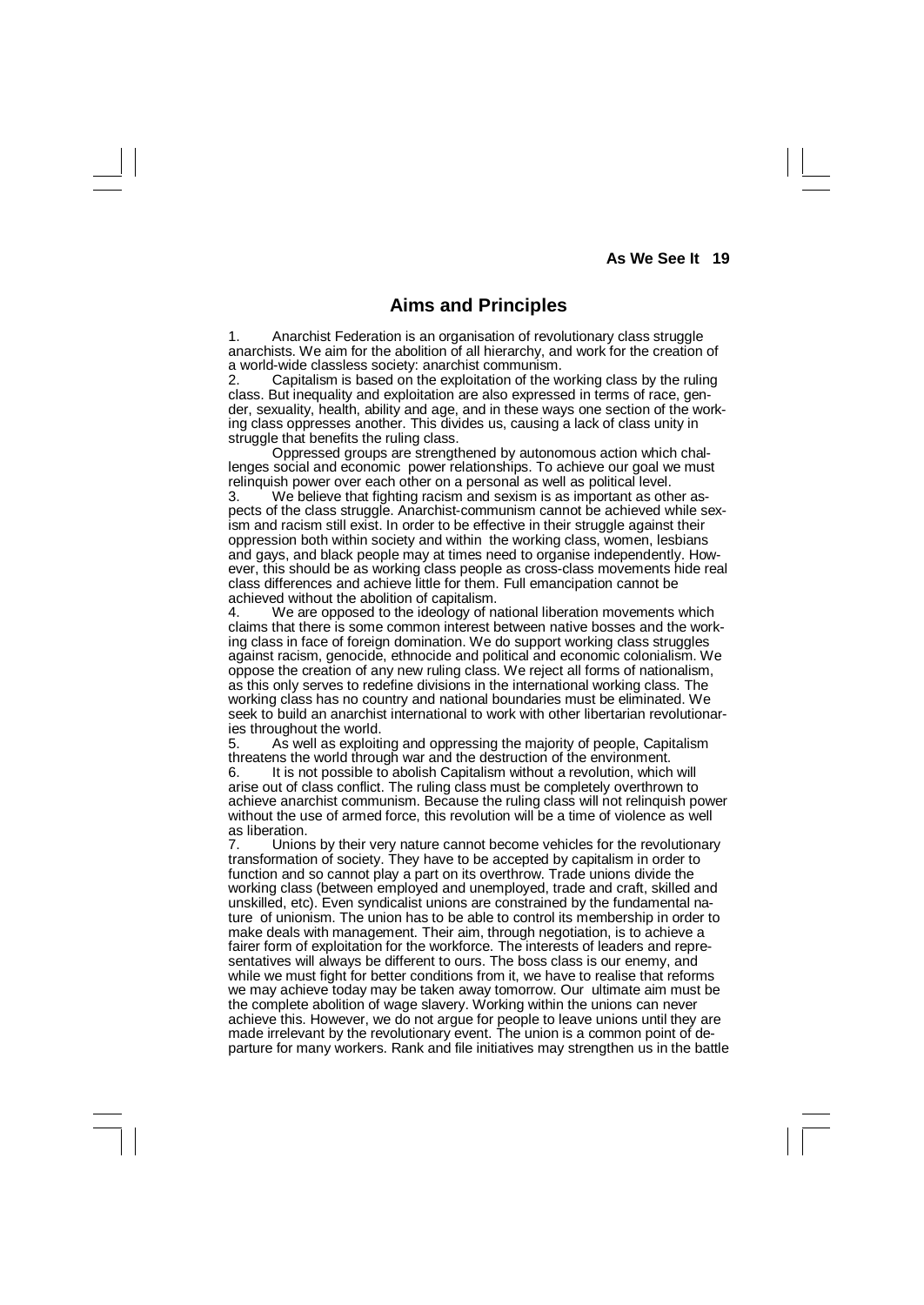## Aims and Principles

1. Anarchist Federation is an organisation of revolutionary class struggle anarchists. We aim for the abolition of all hierarchy, and work for the creation of a world-wide classless society: anarchist communism.

2. Capitalism is based on the exploitation of the working class by the ruling class. But inequality and exploitation are also expressed in terms of race, gender, sexuality, health, ability and age, and in these ways one section of the working class oppresses another. This divides us, causing a lack of class unity in struggle that benefits the ruling class.

   Oppressed groups are strengthened by autonomous action which challenges social and economic power relationships. To achieve our goal we must relinquish power over each other on a personal as well as political level.

3. We believe that fighting racism and sexism is as important as other aspects of the class struggle. Anarchist-communism cannot be achieved while sexism and racism still exist. In order to be effective in their struggle against their oppression both within society and within the working class, women, lesbians and gays, and black people may at times need to organise independently. However, this should be as working class people as cross-class movements hide real class differences and achieve little for them. Full emancipation cannot be achieved without the abolition of capitalism.

4. We are opposed to the ideology of national liberation movements which claims that there is some common interest between native bosses and the working class in face of foreign domination. We do support working class struggles against racism, genocide, ethnocide and political and economic colonialism. We oppose the creation of any new ruling class. We reject all forms of nationalism, as this only serves to redefine divisions in the international working class. The working class has no country and national boundaries must be eliminated. We seek to build an anarchist international to work with other libertarian revolutionaries throughout the world.

5. As well as exploiting and oppressing the majority of people, Capitalism threatens the world through war and the destruction of the environment.

6. It is not possible to abolish Capitalism without a revolution, which will arise out of class conflict. The ruling class must be completely overthrown to achieve anarchist communism. Because the ruling class will not relinquish power without the use of armed force, this revolution will be a time of violence as well as liberation.

7. Unions by their very nature cannot become vehicles for the revolutionary transformation of society. They have to be accepted by capitalism in order to function and so cannot play a part on its overthrow. Trade unions divide the working class (between employed and unemployed, trade and craft, skilled and unskilled, etc). Even syndicalist unions are constrained by the fundamental nature of unionism. The union has to be able to control its membership in order to make deals with management. Their aim, through negotiation, is to achieve a fairer form of exploitation for the workforce. The interests of leaders and representatives will always be different to ours. The boss class is our enemy, and while we must fight for better conditions from it, we have to realise that reforms we may achieve today may be taken away tomorrow. Our ultimate aim must be the complete abolition of wage slavery. Working within the unions can never achieve this. However, we do not argue for people to leave unions until they are made irrelevant by the revolutionary event. The union is a common point of departure for many workers. Rank and file initiatives may strengthen us in the battle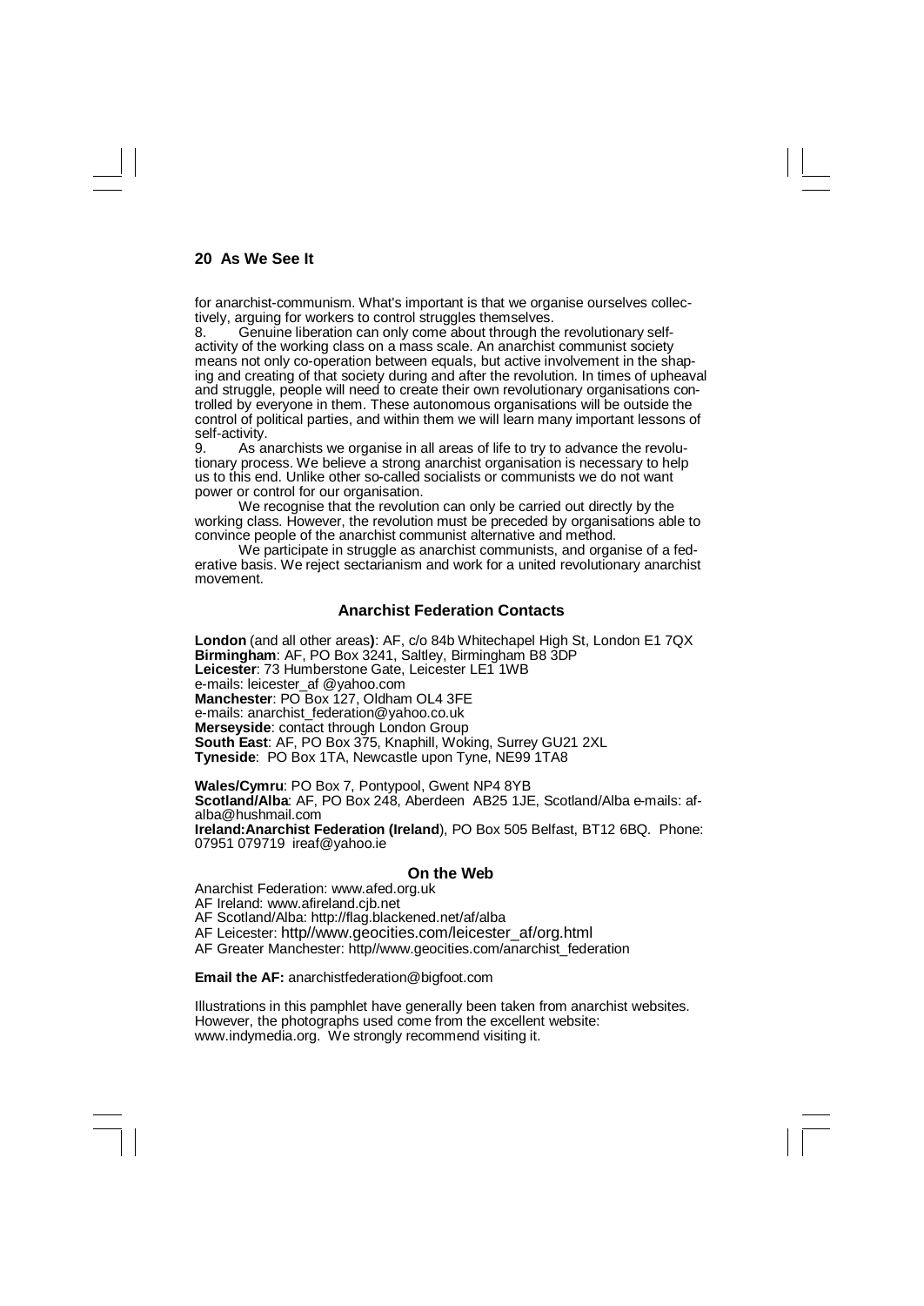for anarchist-communism. What's important is that we organise ourselves collectively, arguing for workers to control struggles themselves.

8. Genuine liberation can only come about through the revolutionary self-activity of the working class on a mass scale. An anarchist communist society means not only co-operation between equals, but active involvement in the shaping and creating of that society during and after the revolution. In times of upheaval and struggle, people will need to create their own revolutionary organisations controlled by everyone in them. These autonomous organisations will be outside the control of political parties, and within them we will learn many important lessons of self-activity.

9. As anarchists we organise in all areas of life to try to advance the revolutionary process. We believe a strong anarchist organisation is necessary to help us to this end. Unlike other so-called socialists or communists we do not want power or control for our organisation.

We recognise that the revolution can only be carried out directly by the working class. However, the revolution must be preceded by organisations able to convince people of the anarchist communist alternative and method.

We participate in struggle as anarchist communists, and organise of a federative basis. We reject sectarianism and work for a united revolutionary anarchist movement.

## Anarchist Federation Contacts

**London** (and all other areas**)**: AF, c/o 84b Whitechapel High St, London E1 7QX
**Birmingham**: AF, PO Box 3241, Saltley, Birmingham B8 3DP
**Leicester**: 73 Humberstone Gate, Leicester LE1 1WB
e-mails: leicester_af @yahoo.com
**Manchester**: PO Box 127, Oldham OL4 3FE
e-mails: anarchist_federation@yahoo.co.uk
**Merseyside**: contact through London Group
**South East**: AF, PO Box 375, Knaphill, Woking, Surrey GU21 2XL
**Tyneside**: PO Box 1TA, Newcastle upon Tyne, NE99 1TA8

**Wales/Cymru**: PO Box 7, Pontypool, Gwent NP4 8YB
**Scotland/Alba**: AF, PO Box 248, Aberdeen AB25 1JE, Scotland/Alba e-mails: af-alba@hushmail.com
**Ireland:Anarchist Federation (Ireland**), PO Box 505 Belfast, BT12 6BQ. Phone: 07951 079719 ireaf@yahoo.ie

## On the Web

Anarchist Federation: www.afed.org.uk
AF Ireland: www.afireland.cjb.net
AF Scotland/Alba: http://flag.blackened.net/af/alba
AF Leicester: http//www.geocities.com/leicester_af/org.html
AF Greater Manchester: http//www.geocities.com/anarchist_federation

**Email the AF:** anarchistfederation@bigfoot.com

Illustrations in this pamphlet have generally been taken from anarchist websites. However, the photographs used come from the excellent website: www.indymedia.org. We strongly recommend visiting it.